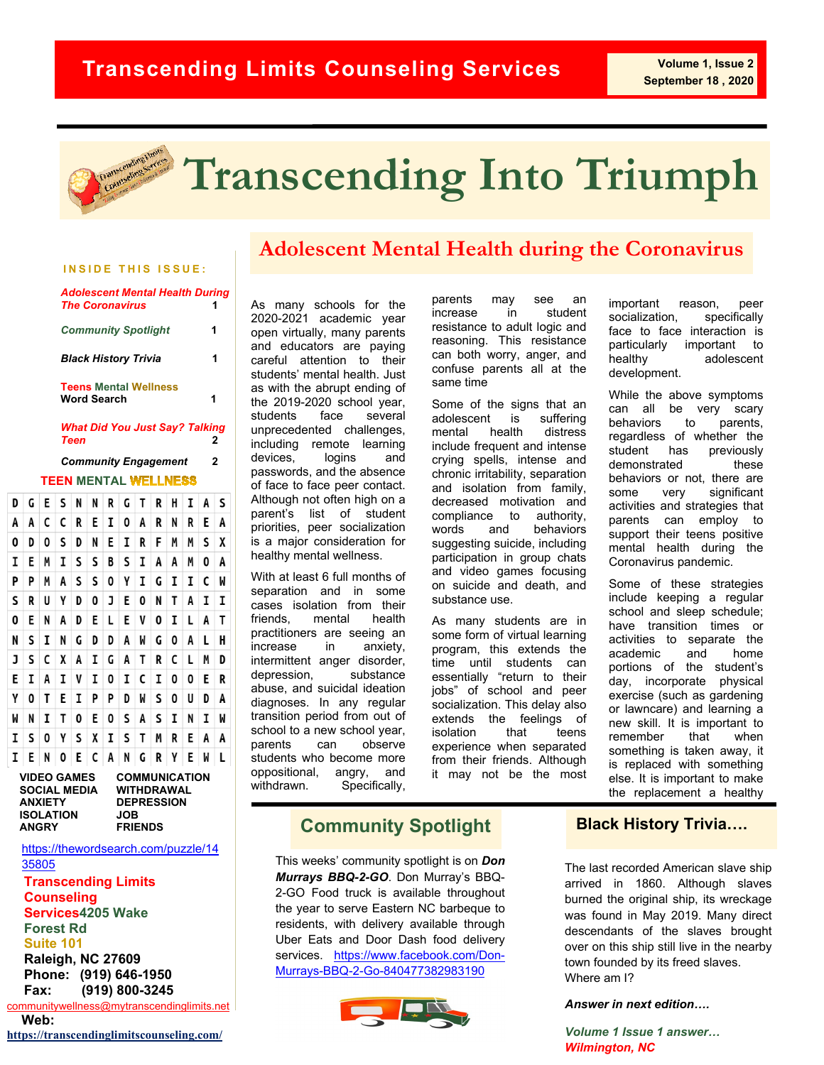# Transcending Limits Counseling Services

Volume 1, Issue 2
September 18 , 2020

# Transcending Into Triumph

## Adolescent Mental Health during the Coronavirus

As many schools for the 2020-2021 academic year open virtually, many parents and educators are paying careful attention to their students' mental health. Just as with the abrupt ending of the 2019-2020 school year, students face several unprecedented challenges, including remote learning devices, logins and passwords, and the absence of face to face peer contact. Although not often high on a parent's list of student priorities, peer socialization is a major consideration for healthy mental wellness.

With at least 6 full months of separation and in some cases isolation from their friends, mental health practitioners are seeing an increase in anxiety, intermittent anger disorder, depression, substance abuse, and suicidal ideation diagnoses. In any regular transition period from out of school to a new school year, parents can observe students who become more oppositional, angry, and withdrawn. Specifically, parents may see an increase in student resistance to adult logic and reasoning. This resistance can both worry, anger, and confuse parents all at the same time

Some of the signs that an adolescent is suffering mental health distress include frequent and intense crying spells, intense and chronic irritability, separation and isolation from family, decreased motivation and compliance to authority, words and behaviors suggesting suicide, including participation in group chats and video games focusing on suicide and death, and substance use.

As many students are in some form of virtual learning program, this extends the time until students can essentially "return to their jobs" of school and peer socialization. This delay also extends the feelings of isolation that teens experience when separated from their friends. Although it may not be the most important reason, peer socialization, specifically face to face interaction is particularly important to healthy adolescent development.

While the above symptoms can all be very scary behaviors to parents, regardless of whether the student has previously demonstrated these behaviors or not, there are some very significant activities and strategies that parents can employ to support their teens positive mental health during the Coronavirus pandemic.

Some of these strategies include keeping a regular school and sleep schedule; have transition times or activities to separate the academic and home portions of the student's day, incorporate physical exercise (such as gardening or lawncare) and learning a new skill. It is important to remember that when something is taken away, it is replaced with something else. It is important to make the replacement a healthy

## Community Spotlight

This weeks' community spotlight is on ***Don Murrays BBQ-2-GO***. Don Murray's BBQ-2-GO Food truck is available throughout the year to serve Eastern NC barbeque to residents, with delivery available through Uber Eats and Door Dash food delivery services. https://www.facebook.com/Don-Murrays-BBQ-2-Go-840477382983190

## Black History Trivia….

The last recorded American slave ship arrived in 1860. Although slaves burned the original ship, its wreckage was found in May 2019. Many direct descendants of the slaves brought over on this ship still live in the nearby town founded by its freed slaves. Where am I?

***Answer in next edition….***

***Volume 1 Issue 1 answer…***
***Wilmington, NC***

---

**INSIDE THIS ISSUE:**

| | |
|---|---|
| *Adolescent Mental Health During The Coronavirus* | 1 |
| *Community Spotlight* | 1 |
| *Black History Trivia* | 1 |
| Teens Mental Wellness Word Search | 1 |
| *What Did You Just Say? Talking Teen* | 2 |
| *Community Engagement* | 2 |

## TEEN MENTAL WELLNESS

```
D G E S N N R G T R H I A S
A A C C R E I O A R N R E A
O D O S D N E I R F M M S X
I E M I S S B S I A A M O A
P P M A S S O Y I G I I C W
S R U Y D O J E O N T A I I
O E N A D E L E V O I L A T
N S I N G D D A W G O A L H
J S C X A I G A T R C L M D
E I A I V I O I C I O O E R
Y O T E I P P D W S O U D A
W N I T O E O S A S I N I W
I S O Y S X I S T M R E A A
I E N O E C A N G R Y E W L
```

| | |
|---|---|
| VIDEO GAMES | COMMUNICATION |
| SOCIAL MEDIA | WITHDRAWAL |
| ANXIETY | DEPRESSION |
| ISOLATION | JOB |
| ANGRY | FRIENDS |

https://thewordsearch.com/puzzle/1435805

**Transcending Limits Counseling Services**
**4205 Wake Forest Rd**
**Suite 101**
**Raleigh, NC 27609**
**Phone: (919) 646-1950**
**Fax: (919) 800-3245**
communitywellness@mytranscendinglimits.net
**Web:**
https://transcendinglimitscounseling.com/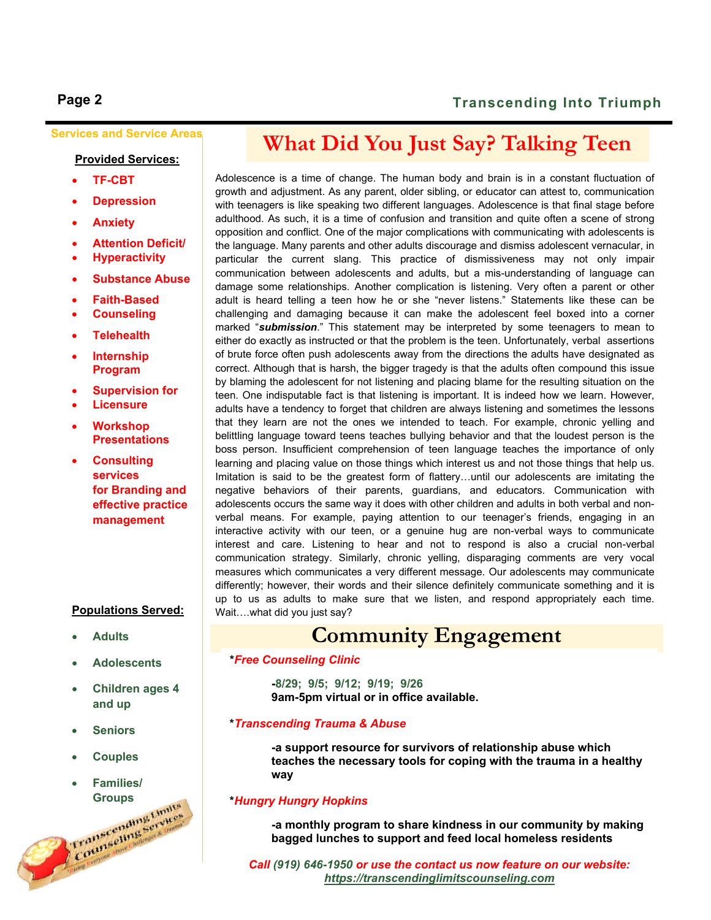## Services and Service Areas

**Provided Services:**

- **TF-CBT**
- **Depression**
- **Anxiety**
- **Attention Deficit/**
- **Hyperactivity**
- **Substance Abuse**
- **Faith-Based**
- **Counseling**
- **Telehealth**
- **Internship Program**
- **Supervision for**
- **Licensure**
- **Workshop Presentations**
- **Consulting services for Branding and effective practice management**

**Populations Served:**

- **Adults**
- **Adolescents**
- **Children ages 4 and up**
- **Seniors**
- **Couples**
- **Families/ Groups**

# What Did You Just Say? Talking Teen

Adolescence is a time of change. The human body and brain is in a constant fluctuation of growth and adjustment. As any parent, older sibling, or educator can attest to, communication with teenagers is like speaking two different languages. Adolescence is that final stage before adulthood. As such, it is a time of confusion and transition and quite often a scene of strong opposition and conflict. One of the major complications with communicating with adolescents is the language. Many parents and other adults discourage and dismiss adolescent vernacular, in particular the current slang. This practice of dismissiveness may not only impair communication between adolescents and adults, but a mis-understanding of language can damage some relationships. Another complication is listening. Very often a parent or other adult is heard telling a teen how he or she "never listens." Statements like these can be challenging and damaging because it can make the adolescent feel boxed into a corner marked "***submission***." This statement may be interpreted by some teenagers to mean to either do exactly as instructed or that the problem is the teen. Unfortunately, verbal assertions of brute force often push adolescents away from the directions the adults have designated as correct. Although that is harsh, the bigger tragedy is that the adults often compound this issue by blaming the adolescent for not listening and placing blame for the resulting situation on the teen. One indisputable fact is that listening is important. It is indeed how we learn. However, adults have a tendency to forget that children are always listening and sometimes the lessons that they learn are not the ones we intended to teach. For example, chronic yelling and belittling language toward teens teaches bullying behavior and that the loudest person is the boss person. Insufficient comprehension of teen language teaches the importance of only learning and placing value on those things which interest us and not those things that help us. Imitation is said to be the greatest form of flattery…until our adolescents are imitating the negative behaviors of their parents, guardians, and educators. Communication with adolescents occurs the same way it does with other children and adults in both verbal and non-verbal means. For example, paying attention to our teenager's friends, engaging in an interactive activity with our teen, or a genuine hug are non-verbal ways to communicate interest and care. Listening to hear and not to respond is also a crucial non-verbal communication strategy. Similarly, chronic yelling, disparaging comments are very vocal measures which communicates a very different message. Our adolescents may communicate differently; however, their words and their silence definitely communicate something and it is up to us as adults to make sure that we listen, and respond appropriately each time. Wait….what did you just say?

# Community Engagement

**\****Free Counseling Clinic***

> **-8/29; 9/5; 9/12; 9/19; 9/26**
> **9am-5pm virtual or in office available.**

**\****Transcending Trauma & Abuse***

> **-a support resource for survivors of relationship abuse which teaches the necessary tools for coping with the trauma in a healthy way**

**\****Hungry Hungry Hopkins***

> **-a monthly program to share kindness in our community by making bagged lunches to support and feed local homeless residents**

***Call (919) 646-1950 or use the contact us now feature on our website:***
***https://transcendinglimitscounseling.com***